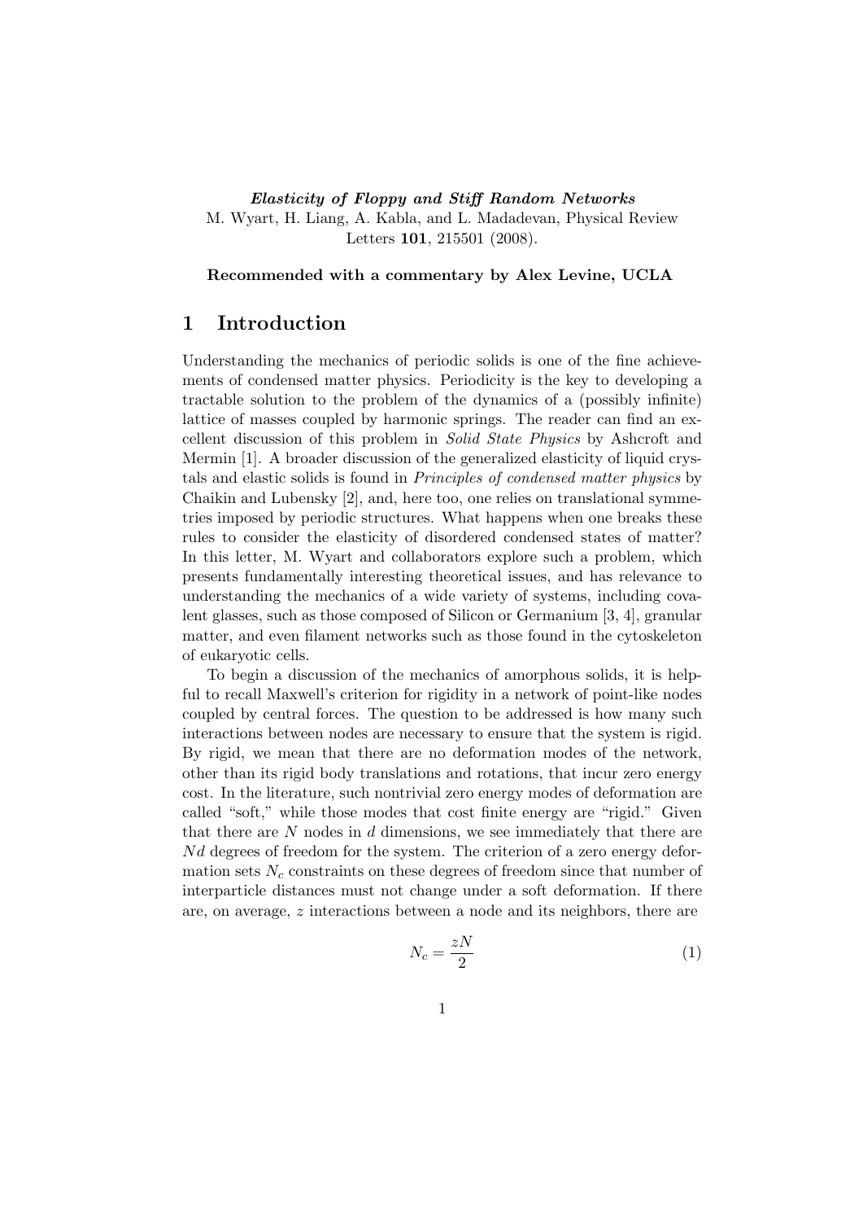***Elasticity of Floppy and Stiff Random Networks***
M. Wyart, H. Liang, A. Kabla, and L. Madadevan, Physical Review Letters **101**, 215501 (2008).

**Recommended with a commentary by Alex Levine, UCLA**

# 1 Introduction

Understanding the mechanics of periodic solids is one of the fine achievements of condensed matter physics. Periodicity is the key to developing a tractable solution to the problem of the dynamics of a (possibly infinite) lattice of masses coupled by harmonic springs. The reader can find an excellent discussion of this problem in *Solid State Physics* by Ashcroft and Mermin [1]. A broader discussion of the generalized elasticity of liquid crystals and elastic solids is found in *Principles of condensed matter physics* by Chaikin and Lubensky [2], and, here too, one relies on translational symmetries imposed by periodic structures. What happens when one breaks these rules to consider the elasticity of disordered condensed states of matter? In this letter, M. Wyart and collaborators explore such a problem, which presents fundamentally interesting theoretical issues, and has relevance to understanding the mechanics of a wide variety of systems, including covalent glasses, such as those composed of Silicon or Germanium [3, 4], granular matter, and even filament networks such as those found in the cytoskeleton of eukaryotic cells.

To begin a discussion of the mechanics of amorphous solids, it is helpful to recall Maxwell's criterion for rigidity in a network of point-like nodes coupled by central forces. The question to be addressed is how many such interactions between nodes are necessary to ensure that the system is rigid. By rigid, we mean that there are no deformation modes of the network, other than its rigid body translations and rotations, that incur zero energy cost. In the literature, such nontrivial zero energy modes of deformation are called "soft," while those modes that cost finite energy are "rigid." Given that there are $N$ nodes in $d$ dimensions, we see immediately that there are $Nd$ degrees of freedom for the system. The criterion of a zero energy deformation sets $N_c$ constraints on these degrees of freedom since that number of interparticle distances must not change under a soft deformation. If there are, on average, $z$ interactions between a node and its neighbors, there are

$$N_c = \frac{zN}{2} \tag{1}$$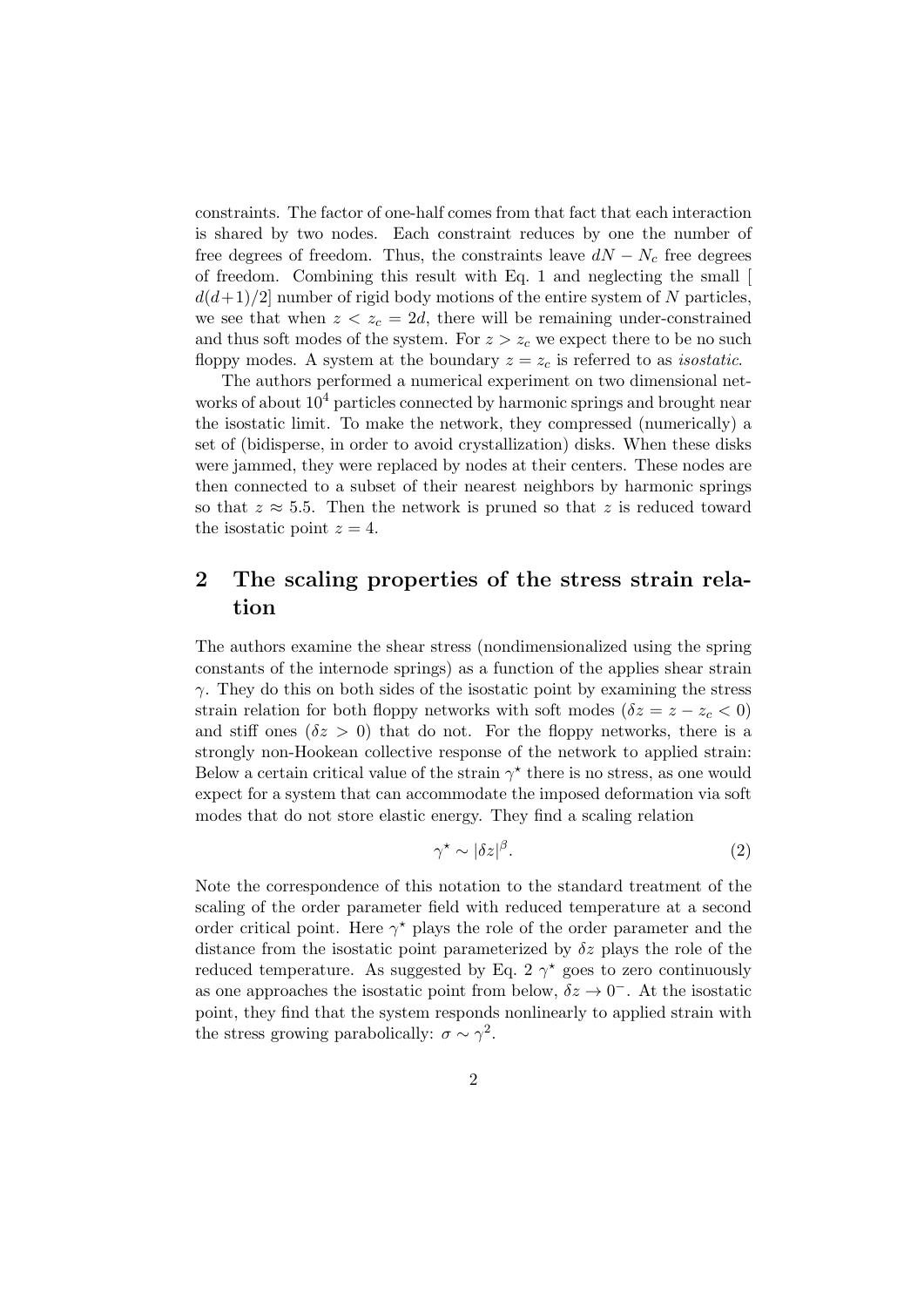constraints. The factor of one-half comes from that fact that each interaction is shared by two nodes. Each constraint reduces by one the number of free degrees of freedom. Thus, the constraints leave $dN - N_c$ free degrees of freedom. Combining this result with Eq. 1 and neglecting the small [ $d(d+1)/2$] number of rigid body motions of the entire system of $N$ particles, we see that when $z < z_c = 2d$, there will be remaining under-constrained and thus soft modes of the system. For $z > z_c$ we expect there to be no such floppy modes. A system at the boundary $z = z_c$ is referred to as *isostatic*.

The authors performed a numerical experiment on two dimensional networks of about $10^4$ particles connected by harmonic springs and brought near the isostatic limit. To make the network, they compressed (numerically) a set of (bidisperse, in order to avoid crystallization) disks. When these disks were jammed, they were replaced by nodes at their centers. These nodes are then connected to a subset of their nearest neighbors by harmonic springs so that $z \approx 5.5$. Then the network is pruned so that $z$ is reduced toward the isostatic point $z = 4$.

## 2 The scaling properties of the stress strain relation

The authors examine the shear stress (nondimensionalized using the spring constants of the internode springs) as a function of the applies shear strain $\gamma$. They do this on both sides of the isostatic point by examining the stress strain relation for both floppy networks with soft modes ($\delta z = z - z_c < 0$) and stiff ones ($\delta z > 0$) that do not. For the floppy networks, there is a strongly non-Hookean collective response of the network to applied strain: Below a certain critical value of the strain $\gamma^\star$ there is no stress, as one would expect for a system that can accommodate the imposed deformation via soft modes that do not store elastic energy. They find a scaling relation

$$\gamma^\star \sim |\delta z|^\beta. \tag{2}$$

Note the correspondence of this notation to the standard treatment of the scaling of the order parameter field with reduced temperature at a second order critical point. Here $\gamma^\star$ plays the role of the order parameter and the distance from the isostatic point parameterized by $\delta z$ plays the role of the reduced temperature. As suggested by Eq. 2 $\gamma^\star$ goes to zero continuously as one approaches the isostatic point from below, $\delta z \to 0^-$. At the isostatic point, they find that the system responds nonlinearly to applied strain with the stress growing parabolically: $\sigma \sim \gamma^2$.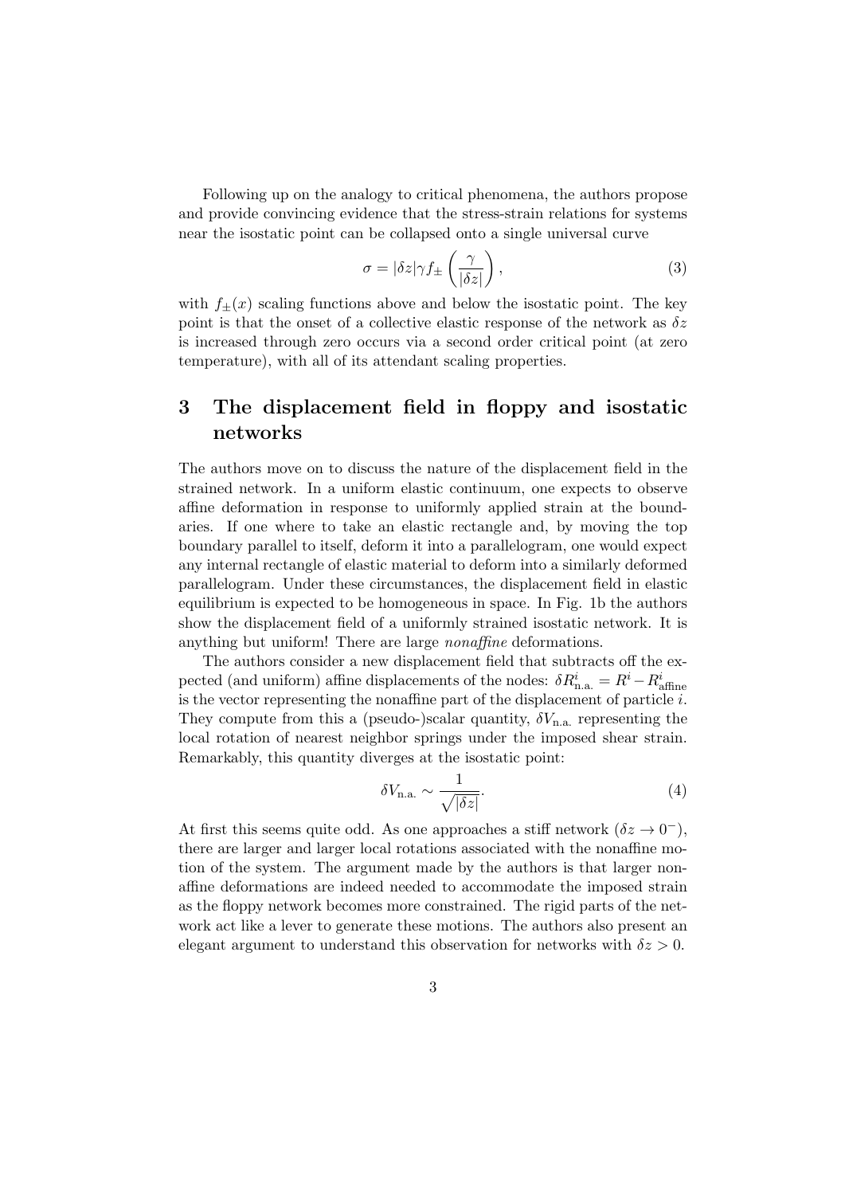Following up on the analogy to critical phenomena, the authors propose and provide convincing evidence that the stress-strain relations for systems near the isostatic point can be collapsed onto a single universal curve

$$\sigma = |\delta z| \gamma f_{\pm} \left( \frac{\gamma}{|\delta z|} \right), \tag{3}$$

with $f_{\pm}(x)$ scaling functions above and below the isostatic point. The key point is that the onset of a collective elastic response of the network as $\delta z$ is increased through zero occurs via a second order critical point (at zero temperature), with all of its attendant scaling properties.

## 3 The displacement field in floppy and isostatic networks

The authors move on to discuss the nature of the displacement field in the strained network. In a uniform elastic continuum, one expects to observe affine deformation in response to uniformly applied strain at the boundaries. If one where to take an elastic rectangle and, by moving the top boundary parallel to itself, deform it into a parallelogram, one would expect any internal rectangle of elastic material to deform into a similarly deformed parallelogram. Under these circumstances, the displacement field in elastic equilibrium is expected to be homogeneous in space. In Fig. 1b the authors show the displacement field of a uniformly strained isostatic network. It is anything but uniform! There are large *nonaffine* deformations.

The authors consider a new displacement field that subtracts off the expected (and uniform) affine displacements of the nodes: $\delta R^i_{\text{n.a.}} = R^i - R^i_{\text{affine}}$ is the vector representing the nonaffine part of the displacement of particle $i$. They compute from this a (pseudo-)scalar quantity, $\delta V_{\text{n.a.}}$ representing the local rotation of nearest neighbor springs under the imposed shear strain. Remarkably, this quantity diverges at the isostatic point:

$$\delta V_{\text{n.a.}} \sim \frac{1}{\sqrt{|\delta z|}}. \tag{4}$$

At first this seems quite odd. As one approaches a stiff network ($\delta z \to 0^-$), there are larger and larger local rotations associated with the nonaffine motion of the system. The argument made by the authors is that larger nonaffine deformations are indeed needed to accommodate the imposed strain as the floppy network becomes more constrained. The rigid parts of the network act like a lever to generate these motions. The authors also present an elegant argument to understand this observation for networks with $\delta z > 0$.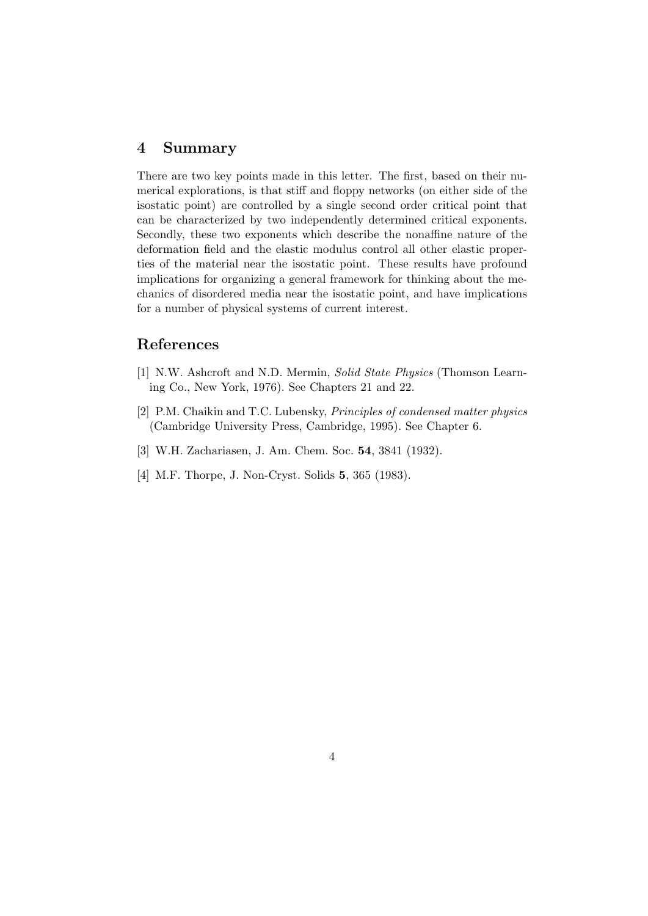## 4 Summary

There are two key points made in this letter. The first, based on their numerical explorations, is that stiff and floppy networks (on either side of the isostatic point) are controlled by a single second order critical point that can be characterized by two independently determined critical exponents. Secondly, these two exponents which describe the nonaffine nature of the deformation field and the elastic modulus control all other elastic properties of the material near the isostatic point. These results have profound implications for organizing a general framework for thinking about the mechanics of disordered media near the isostatic point, and have implications for a number of physical systems of current interest.

## References

[1] N.W. Ashcroft and N.D. Mermin, *Solid State Physics* (Thomson Learning Co., New York, 1976). See Chapters 21 and 22.

[2] P.M. Chaikin and T.C. Lubensky, *Principles of condensed matter physics* (Cambridge University Press, Cambridge, 1995). See Chapter 6.

[3] W.H. Zachariasen, J. Am. Chem. Soc. **54**, 3841 (1932).

[4] M.F. Thorpe, J. Non-Cryst. Solids **5**, 365 (1983).